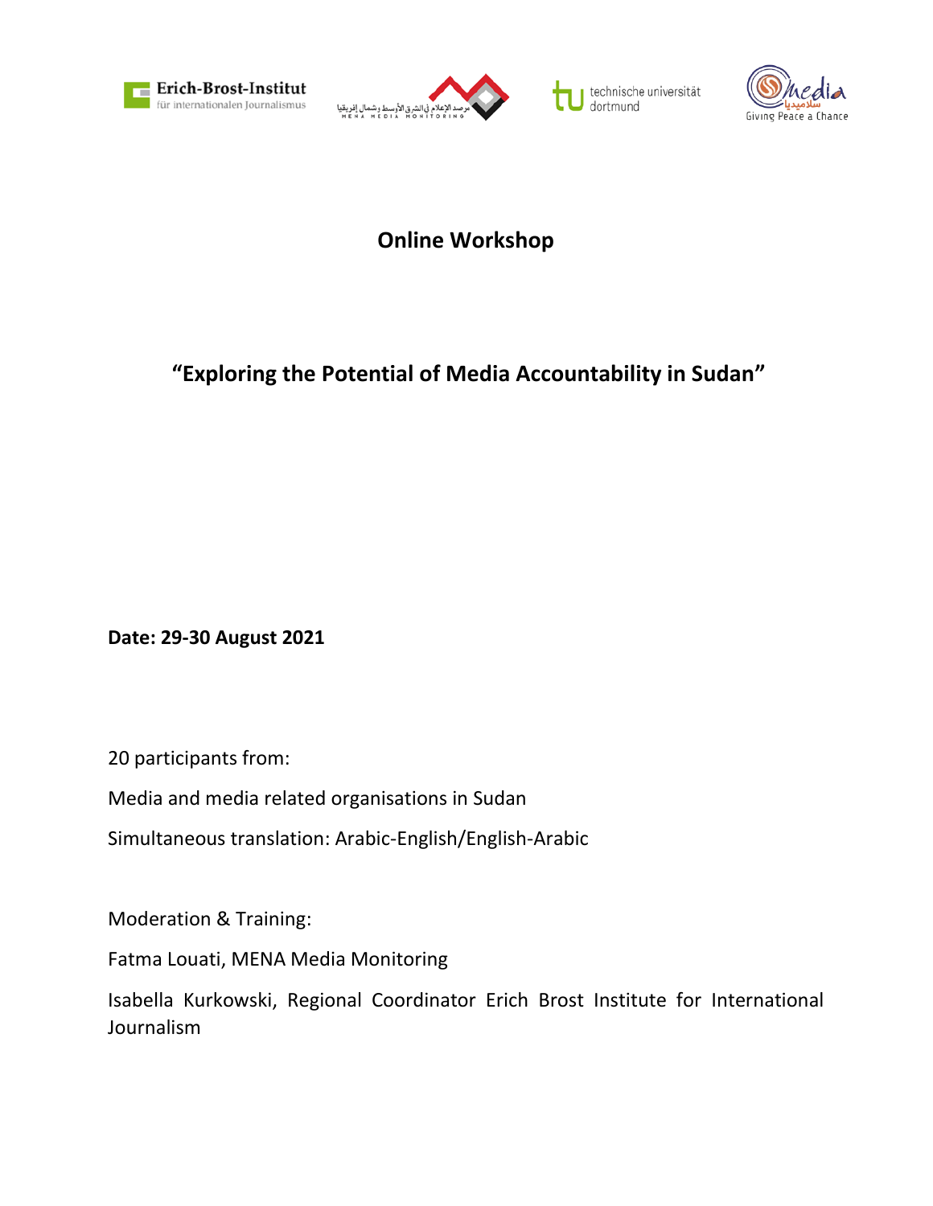# Online Workshop

## "Exploring the Potential of Media Accountability in Sudan"

**Date: 29-30 August 2021**

20 participants from:

Media and media related organisations in Sudan

Simultaneous translation: Arabic-English/English-Arabic

Moderation & Training:

Fatma Louati, MENA Media Monitoring

Isabella Kurkowski, Regional Coordinator Erich Brost Institute for International Journalism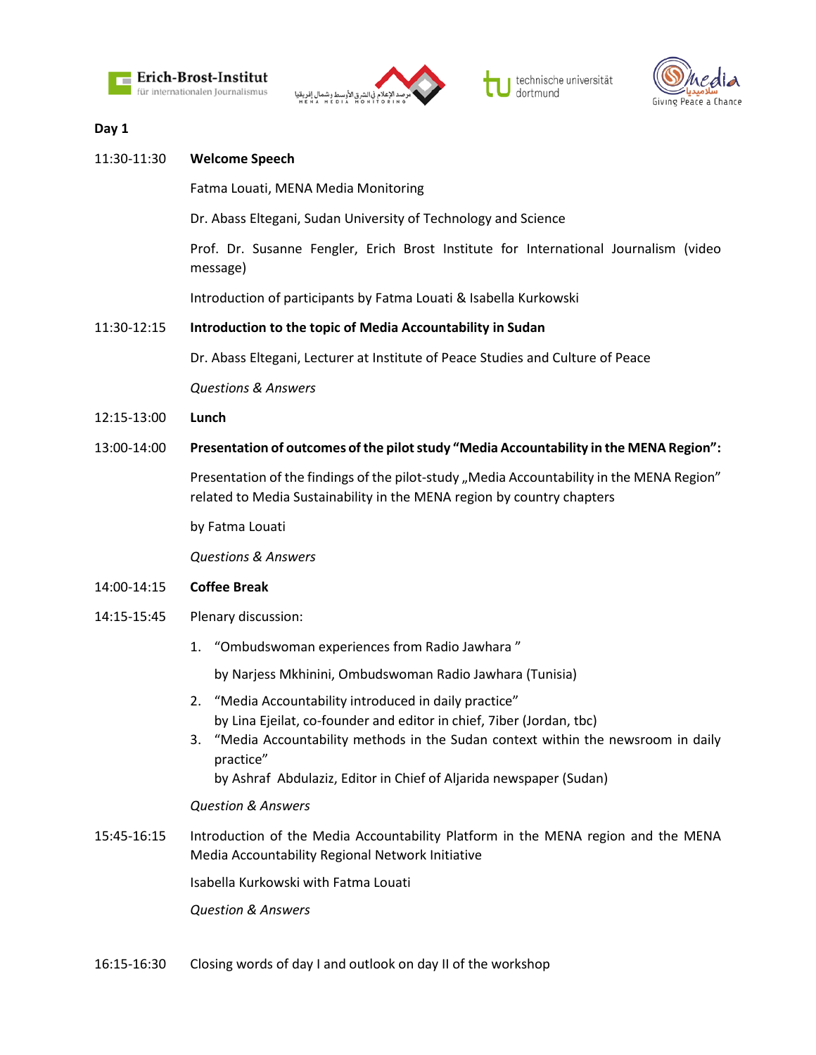**Day 1**

11:30-11:30 **Welcome Speech**

Fatma Louati, MENA Media Monitoring

Dr. Abass Eltegani, Sudan University of Technology and Science

Prof. Dr. Susanne Fengler, Erich Brost Institute for International Journalism (video message)

Introduction of participants by Fatma Louati & Isabella Kurkowski

11:30-12:15 **Introduction to the topic of Media Accountability in Sudan**

Dr. Abass Eltegani, Lecturer at Institute of Peace Studies and Culture of Peace

*Questions & Answers*

12:15-13:00 **Lunch**

13:00-14:00 **Presentation of outcomes of the pilot study "Media Accountability in the MENA Region":**

Presentation of the findings of the pilot-study „Media Accountability in the MENA Region" related to Media Sustainability in the MENA region by country chapters

by Fatma Louati

*Questions & Answers*

14:00-14:15 **Coffee Break**

14:15-15:45 Plenary discussion:

1. "Ombudswoman experiences from Radio Jawhara "

   by Narjess Mkhinini, Ombudswoman Radio Jawhara (Tunisia)

2. "Media Accountability introduced in daily practice"
   by Lina Ejeilat, co-founder and editor in chief, 7iber (Jordan, tbc)
3. "Media Accountability methods in the Sudan context within the newsroom in daily practice"
   by Ashraf Abdulaziz, Editor in Chief of Aljarida newspaper (Sudan)

*Question & Answers*

15:45-16:15 Introduction of the Media Accountability Platform in the MENA region and the MENA Media Accountability Regional Network Initiative

Isabella Kurkowski with Fatma Louati

*Question & Answers*

16:15-16:30 Closing words of day I and outlook on day II of the workshop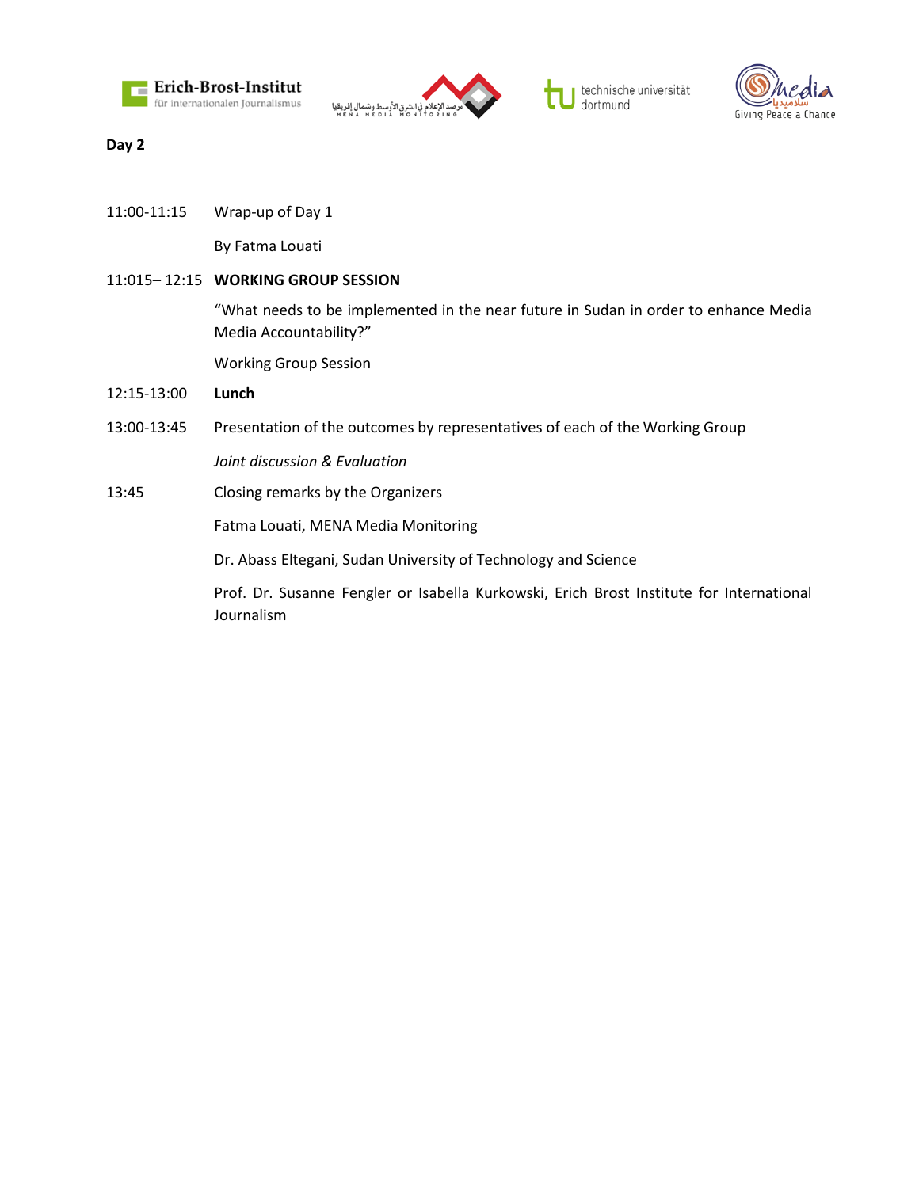**Day 2**

11:00-11:15 Wrap-up of Day 1

By Fatma Louati

11:015– 12:15 **WORKING GROUP SESSION**

"What needs to be implemented in the near future in Sudan in order to enhance Media Media Accountability?"

Working Group Session

12:15-13:00 **Lunch**

13:00-13:45 Presentation of the outcomes by representatives of each of the Working Group

*Joint discussion & Evaluation*

13:45 Closing remarks by the Organizers

Fatma Louati, MENA Media Monitoring

Dr. Abass Eltegani, Sudan University of Technology and Science

Prof. Dr. Susanne Fengler or Isabella Kurkowski, Erich Brost Institute for International Journalism